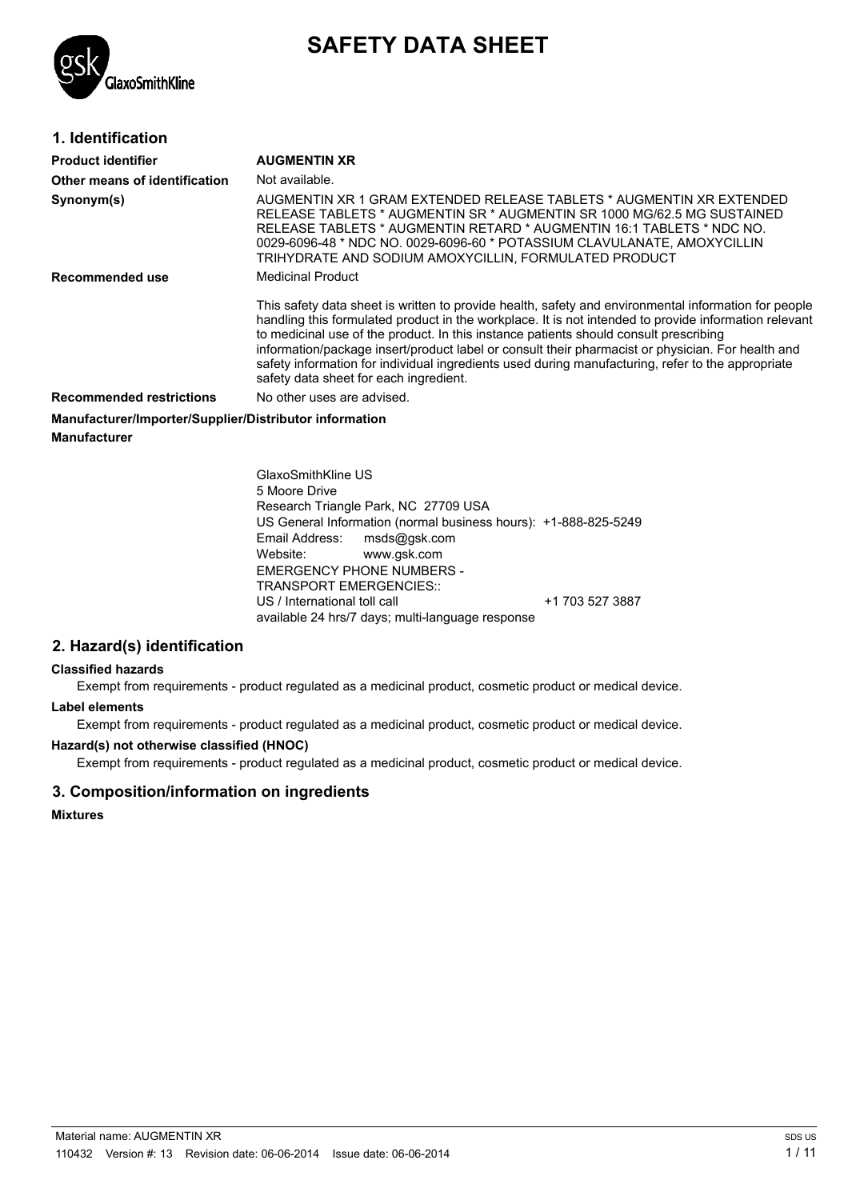# SAFETY DATA SHEET

## 1. Identification

**Product identifier** **AUGMENTIN XR**

**Other means of identification** Not available.

**Synonym(s)** AUGMENTIN XR 1 GRAM EXTENDED RELEASE TABLETS * AUGMENTIN XR EXTENDED RELEASE TABLETS * AUGMENTIN SR * AUGMENTIN SR 1000 MG/62.5 MG SUSTAINED RELEASE TABLETS * AUGMENTIN RETARD * AUGMENTIN 16:1 TABLETS * NDC NO. 0029-6096-48 * NDC NO. 0029-6096-60 * POTASSIUM CLAVULANATE, AMOXYCILLIN TRIHYDRATE AND SODIUM AMOXYCILLIN, FORMULATED PRODUCT

**Recommended use** Medicinal Product

This safety data sheet is written to provide health, safety and environmental information for people handling this formulated product in the workplace. It is not intended to provide information relevant to medicinal use of the product. In this instance patients should consult prescribing information/package insert/product label or consult their pharmacist or physician. For health and safety information for individual ingredients used during manufacturing, refer to the appropriate safety data sheet for each ingredient.

**Recommended restrictions** No other uses are advised.

**Manufacturer/Importer/Supplier/Distributor information**

**Manufacturer**

GlaxoSmithKline US
5 Moore Drive
Research Triangle Park, NC 27709 USA
US General Information (normal business hours): +1-888-825-5249
Email Address: msds@gsk.com
Website: www.gsk.com
EMERGENCY PHONE NUMBERS -
TRANSPORT EMERGENCIES::
US / International toll call +1 703 527 3887
available 24 hrs/7 days; multi-language response

## 2. Hazard(s) identification

**Classified hazards**

Exempt from requirements - product regulated as a medicinal product, cosmetic product or medical device.

**Label elements**

Exempt from requirements - product regulated as a medicinal product, cosmetic product or medical device.

**Hazard(s) not otherwise classified (HNOC)**

Exempt from requirements - product regulated as a medicinal product, cosmetic product or medical device.

## 3. Composition/information on ingredients

**Mixtures**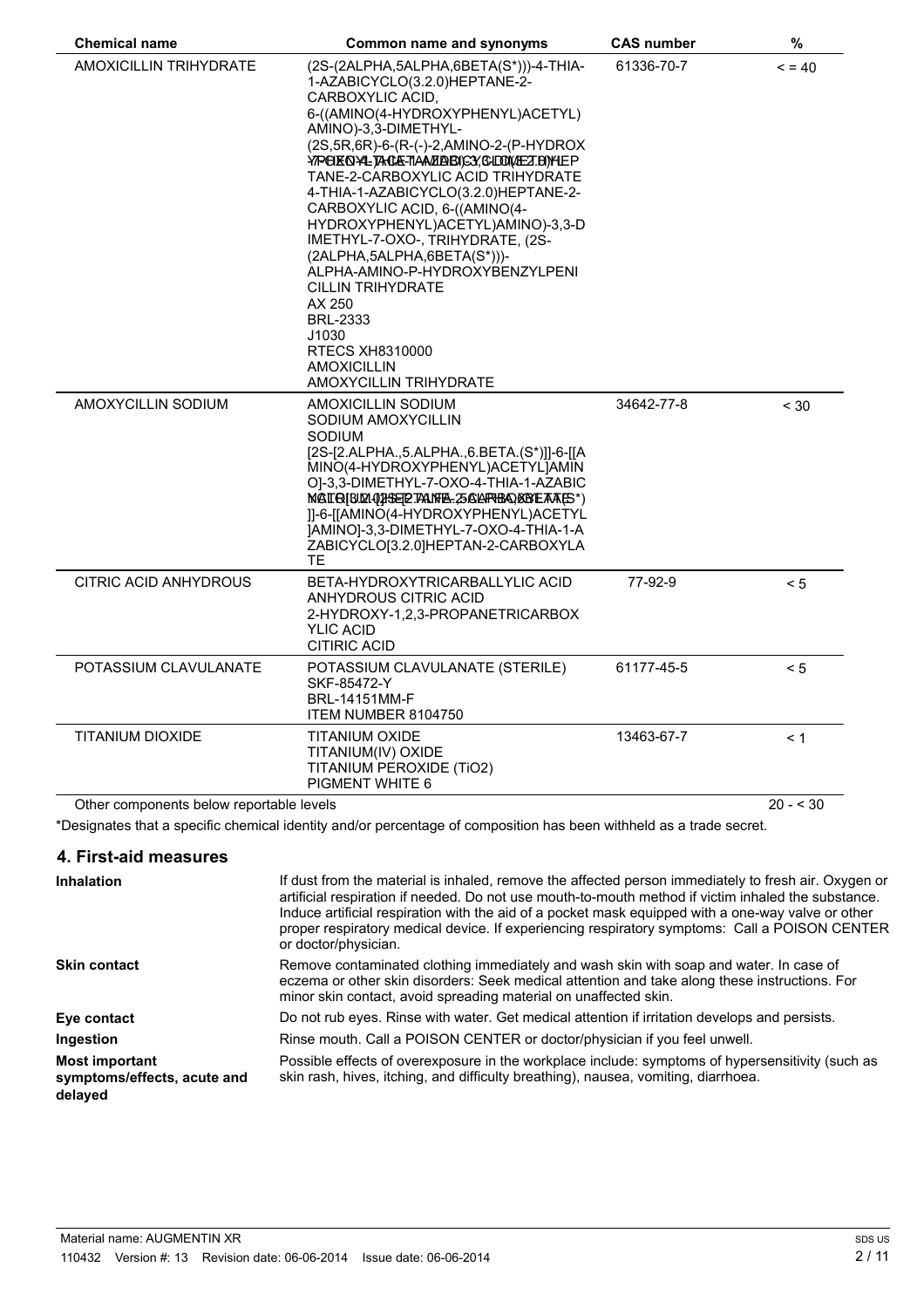| Chemical name | Common name and synonyms | CAS number | % |
|---|---|---|---|
| AMOXICILLIN TRIHYDRATE | (2S-(2ALPHA,5ALPHA,6BETA(S*)))-4-THIA-1-AZABICYCLO(3.2.0)HEPTANE-2-CARBOXYLIC ACID, 6-((AMINO(4-HYDROXYPHENYL)ACETYL)AMINO)-3,3-DIMETHYL-<br>(2S,5R,6R)-6-(R-(-)-2,AMINO-2-(P-HYDROXYPHENYL)ACETAMIDO)-3,3-DIMETHYL-7-OXO-4-THIA-1-AZABICYCLO(3.2.0)HEPTANE-2-CARBOXYLIC ACID TRIHYDRATE<br>4-THIA-1-AZABICYCLO(3.2.0)HEPTANE-2-CARBOXYLIC ACID, 6-((AMINO(4-HYDROXYPHENYL)ACETYL)AMINO)-3,3-DIMETHYL-7-OXO-, TRIHYDRATE, (2S-(2ALPHA,5ALPHA,6BETA(S*)))-<br>ALPHA-AMINO-P-HYDROXYBENZYLPENICILLIN TRIHYDRATE<br>AX 250<br>BRL-2333<br>J1030<br>RTECS XH8310000<br>AMOXICILLIN<br>AMOXYCILLIN TRIHYDRATE | 61336-70-7 | < = 40 |
| AMOXYCILLIN SODIUM | AMOXICILLIN SODIUM<br>SODIUM AMOXYCILLIN<br>SODIUM [2S-[2.ALPHA.,5.ALPHA.,6.BETA.(S*)]]-6-[[AMINO(4-HYDROXYPHENYL)ACETYL]AMINO]-3,3-DIMETHYL-7-OXO-4-THIA-1-AZABICYCLO[3.2.0]HEPTANE-2-CARBOXYLATE<br>SODIUM (2S-(2ALPHA,5ALPHA,6BETA(S*)))]-6-[[AMINO(4-HYDROXYPHENYL)ACETYL]AMINO]-3,3-DIMETHYL-7-OXO-4-THIA-1-AZABICYCLO[3.2.0]HEPTAN-2-CARBOXYLATE | 34642-77-8 | < 30 |
| CITRIC ACID ANHYDROUS | BETA-HYDROXYTRICARBALLYLIC ACID<br>ANHYDROUS CITRIC ACID<br>2-HYDROXY-1,2,3-PROPANETRICARBOXYLIC ACID<br>CITIRIC ACID | 77-92-9 | < 5 |
| POTASSIUM CLAVULANATE | POTASSIUM CLAVULANATE (STERILE)<br>SKF-85472-Y<br>BRL-14151MM-F<br>ITEM NUMBER 8104750 | 61177-45-5 | < 5 |
| TITANIUM DIOXIDE | TITANIUM OXIDE<br>TITANIUM(IV) OXIDE<br>TITANIUM PEROXIDE (TiO2)<br>PIGMENT WHITE 6 | 13463-67-7 | < 1 |
| Other components below reportable levels | | | 20 - < 30 |

*Designates that a specific chemical identity and/or percentage of composition has been withheld as a trade secret.

## 4. First-aid measures

**Inhalation**
If dust from the material is inhaled, remove the affected person immediately to fresh air. Oxygen or artificial respiration if needed. Do not use mouth-to-mouth method if victim inhaled the substance. Induce artificial respiration with the aid of a pocket mask equipped with a one-way valve or other proper respiratory medical device. If experiencing respiratory symptoms: Call a POISON CENTER or doctor/physician.

**Skin contact**
Remove contaminated clothing immediately and wash skin with soap and water. In case of eczema or other skin disorders: Seek medical attention and take along these instructions. For minor skin contact, avoid spreading material on unaffected skin.

**Eye contact**
Do not rub eyes. Rinse with water. Get medical attention if irritation develops and persists.

**Ingestion**
Rinse mouth. Call a POISON CENTER or doctor/physician if you feel unwell.

**Most important symptoms/effects, acute and delayed**
Possible effects of overexposure in the workplace include: symptoms of hypersensitivity (such as skin rash, hives, itching, and difficulty breathing), nausea, vomiting, diarrhoea.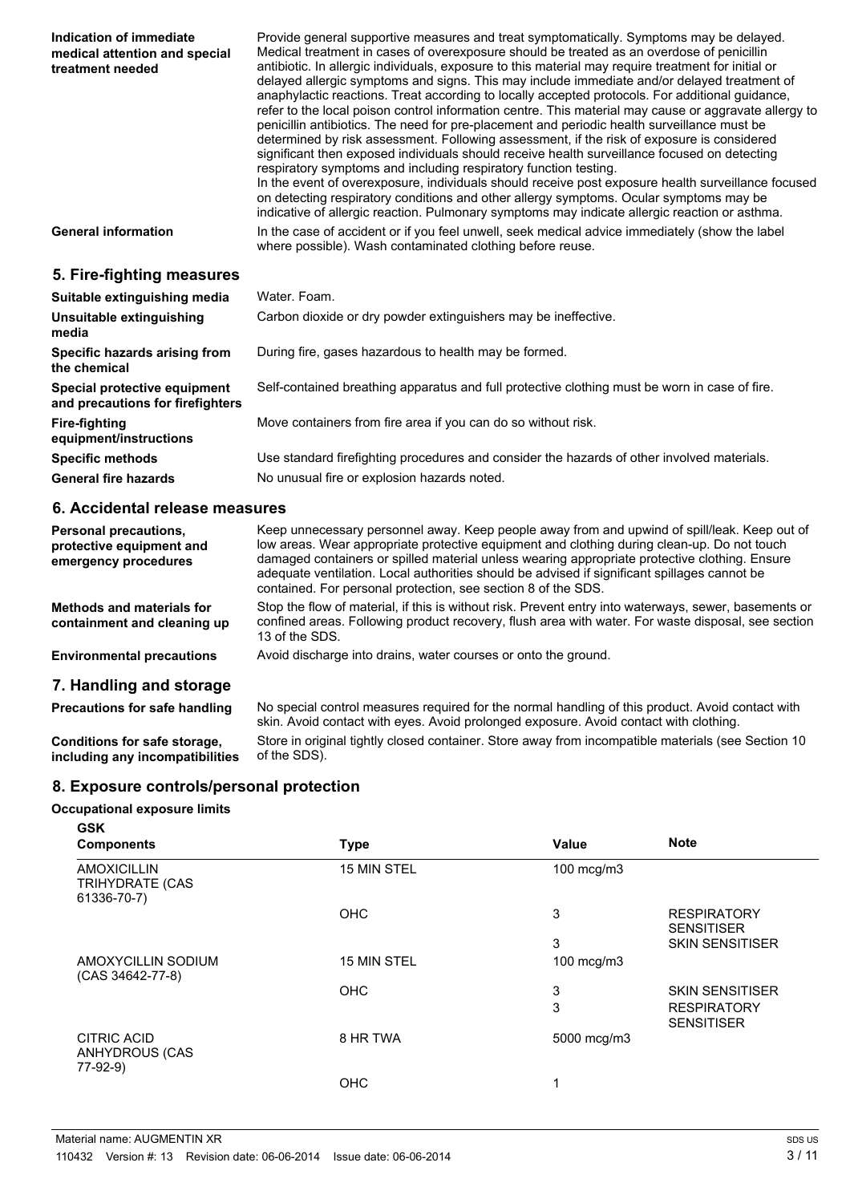**Indication of immediate medical attention and special treatment needed**

Provide general supportive measures and treat symptomatically. Symptoms may be delayed. Medical treatment in cases of overexposure should be treated as an overdose of penicillin antibiotic. In allergic individuals, exposure to this material may require treatment for initial or delayed allergic symptoms and signs. This may include immediate and/or delayed treatment of anaphylactic reactions. Treat according to locally accepted protocols. For additional guidance, refer to the local poison control information centre. This material may cause or aggravate allergy to penicillin antibiotics. The need for pre-placement and periodic health surveillance must be determined by risk assessment. Following assessment, if the risk of exposure is considered significant then exposed individuals should receive health surveillance focused on detecting respiratory symptoms and including respiratory function testing.
In the event of overexposure, individuals should receive post exposure health surveillance focused on detecting respiratory conditions and other allergy symptoms. Ocular symptoms may be indicative of allergic reaction. Pulmonary symptoms may indicate allergic reaction or asthma.

**General information**

In the case of accident or if you feel unwell, seek medical advice immediately (show the label where possible). Wash contaminated clothing before reuse.

## 5. Fire-fighting measures

**Suitable extinguishing media**: Water. Foam.

**Unsuitable extinguishing media**: Carbon dioxide or dry powder extinguishers may be ineffective.

**Specific hazards arising from the chemical**: During fire, gases hazardous to health may be formed.

**Special protective equipment and precautions for firefighters**: Self-contained breathing apparatus and full protective clothing must be worn in case of fire.

**Fire-fighting equipment/instructions**: Move containers from fire area if you can do so without risk.

**Specific methods**: Use standard firefighting procedures and consider the hazards of other involved materials.

**General fire hazards**: No unusual fire or explosion hazards noted.

## 6. Accidental release measures

**Personal precautions, protective equipment and emergency procedures**: Keep unnecessary personnel away. Keep people away from and upwind of spill/leak. Keep out of low areas. Wear appropriate protective equipment and clothing during clean-up. Do not touch damaged containers or spilled material unless wearing appropriate protective clothing. Ensure adequate ventilation. Local authorities should be advised if significant spillages cannot be contained. For personal protection, see section 8 of the SDS.

**Methods and materials for containment and cleaning up**: Stop the flow of material, if this is without risk. Prevent entry into waterways, sewer, basements or confined areas. Following product recovery, flush area with water. For waste disposal, see section 13 of the SDS.

**Environmental precautions**: Avoid discharge into drains, water courses or onto the ground.

## 7. Handling and storage

**Precautions for safe handling**: No special control measures required for the normal handling of this product. Avoid contact with skin. Avoid contact with eyes. Avoid prolonged exposure. Avoid contact with clothing.

**Conditions for safe storage, including any incompatibilities**: Store in original tightly closed container. Store away from incompatible materials (see Section 10 of the SDS).

## 8. Exposure controls/personal protection

**Occupational exposure limits**

**GSK**

| Components | Type | Value | Note |
|---|---|---|---|
| AMOXICILLIN TRIHYDRATE (CAS 61336-70-7) | 15 MIN STEL | 100 mcg/m3 | |
| | OHC | 3 | RESPIRATORY SENSITISER |
| | | 3 | SKIN SENSITISER |
| AMOXYCILLIN SODIUM (CAS 34642-77-8) | 15 MIN STEL | 100 mcg/m3 | |
| | OHC | 3 | SKIN SENSITISER |
| | | 3 | RESPIRATORY SENSITISER |
| CITRIC ACID ANHYDROUS (CAS 77-92-9) | 8 HR TWA | 5000 mcg/m3 | |
| | OHC | 1 | |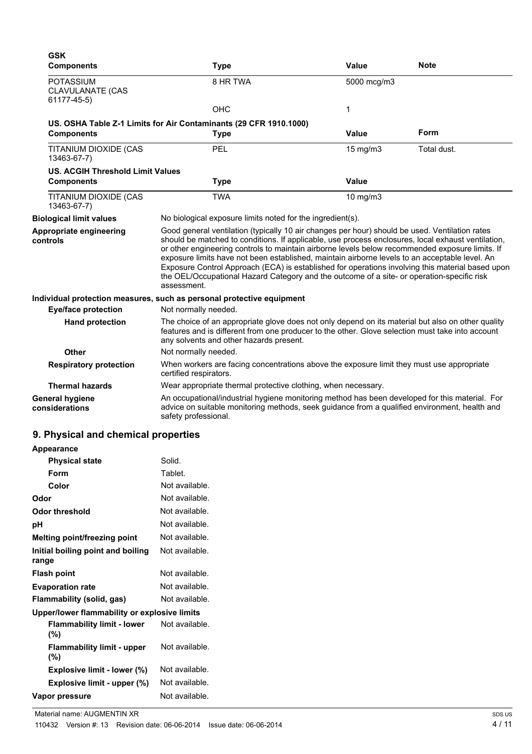**GSK**

| Components | Type | Value | Note |
|---|---|---|---|
| POTASSIUM CLAVULANATE (CAS 61177-45-5) | 8 HR TWA | 5000 mcg/m3 | |
| | OHC | 1 | |

**US. OSHA Table Z-1 Limits for Air Contaminants (29 CFR 1910.1000)**

| Components | Type | Value | Form |
|---|---|---|---|
| TITANIUM DIOXIDE (CAS 13463-67-7) | PEL | 15 mg/m3 | Total dust. |

**US. ACGIH Threshold Limit Values**

| Components | Type | Value |
|---|---|---|
| TITANIUM DIOXIDE (CAS 13463-67-7) | TWA | 10 mg/m3 |

**Biological limit values**
No biological exposure limits noted for the ingredient(s).

**Appropriate engineering controls**
Good general ventilation (typically 10 air changes per hour) should be used. Ventilation rates should be matched to conditions. If applicable, use process enclosures, local exhaust ventilation, or other engineering controls to maintain airborne levels below recommended exposure limits. If exposure limits have not been established, maintain airborne levels to an acceptable level. An Exposure Control Approach (ECA) is established for operations involving this material based upon the OEL/Occupational Hazard Category and the outcome of a site- or operation-specific risk assessment.

**Individual protection measures, such as personal protective equipment**

**Eye/face protection**
Not normally needed.

**Hand protection**
The choice of an appropriate glove does not only depend on its material but also on other quality features and is different from one producer to the other. Glove selection must take into account any solvents and other hazards present.

**Other**
Not normally needed.

**Respiratory protection**
When workers are facing concentrations above the exposure limit they must use appropriate certified respirators.

**Thermal hazards**
Wear appropriate thermal protective clothing, when necessary.

**General hygiene considerations**
An occupational/industrial hygiene monitoring method has been developed for this material. For advice on suitable monitoring methods, seek guidance from a qualified environment, health and safety professional.

## 9. Physical and chemical properties

**Appearance**

| Property | Value |
|---|---|
| Physical state | Solid. |
| Form | Tablet. |
| Color | Not available. |
| Odor | Not available. |
| Odor threshold | Not available. |
| pH | Not available. |
| Melting point/freezing point | Not available. |
| Initial boiling point and boiling range | Not available. |
| Flash point | Not available. |
| Evaporation rate | Not available. |
| Flammability (solid, gas) | Not available. |

**Upper/lower flammability or explosive limits**

| Property | Value |
|---|---|
| Flammability limit - lower (%) | Not available. |
| Flammability limit - upper (%) | Not available. |
| Explosive limit - lower (%) | Not available. |
| Explosive limit - upper (%) | Not available. |
| Vapor pressure | Not available. |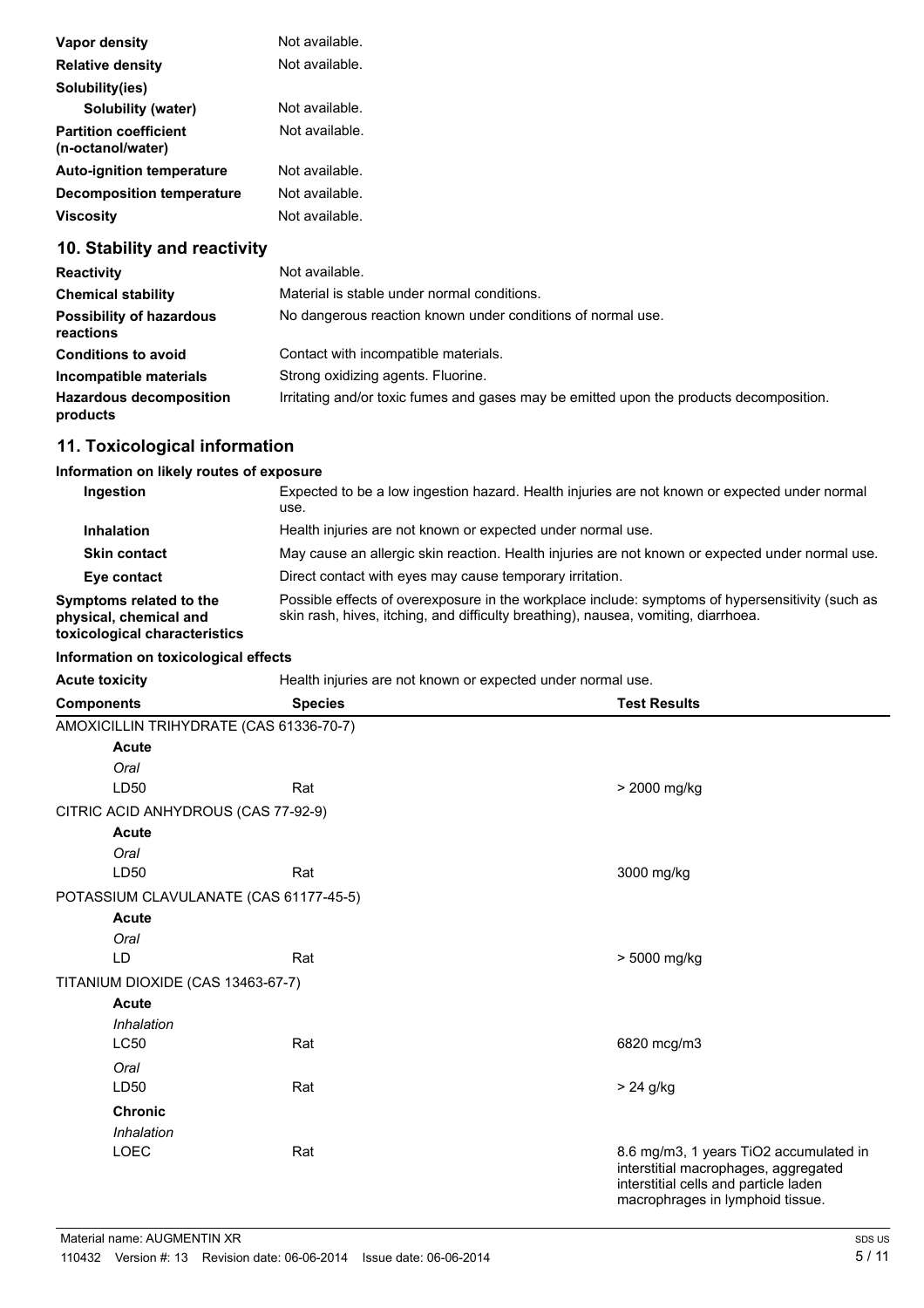| | |
|---|---|
| **Vapor density** | Not available. |
| **Relative density** | Not available. |
| **Solubility(ies)** | |
| **Solubility (water)** | Not available. |
| **Partition coefficient (n-octanol/water)** | Not available. |
| **Auto-ignition temperature** | Not available. |
| **Decomposition temperature** | Not available. |
| **Viscosity** | Not available. |

## 10. Stability and reactivity

| | |
|---|---|
| **Reactivity** | Not available. |
| **Chemical stability** | Material is stable under normal conditions. |
| **Possibility of hazardous reactions** | No dangerous reaction known under conditions of normal use. |
| **Conditions to avoid** | Contact with incompatible materials. |
| **Incompatible materials** | Strong oxidizing agents. Fluorine. |
| **Hazardous decomposition products** | Irritating and/or toxic fumes and gases may be emitted upon the products decomposition. |

## 11. Toxicological information

**Information on likely routes of exposure**

| | |
|---|---|
| **Ingestion** | Expected to be a low ingestion hazard. Health injuries are not known or expected under normal use. |
| **Inhalation** | Health injuries are not known or expected under normal use. |
| **Skin contact** | May cause an allergic skin reaction. Health injuries are not known or expected under normal use. |
| **Eye contact** | Direct contact with eyes may cause temporary irritation. |
| **Symptoms related to the physical, chemical and toxicological characteristics** | Possible effects of overexposure in the workplace include: symptoms of hypersensitivity (such as skin rash, hives, itching, and difficulty breathing), nausea, vomiting, diarrhoea. |

**Information on toxicological effects**

**Acute toxicity** Health injuries are not known or expected under normal use.

| Components | Species | Test Results |
|---|---|---|
| AMOXICILLIN TRIHYDRATE (CAS 61336-70-7) | | |
| **Acute** | | |
| *Oral* | | |
| LD50 | Rat | > 2000 mg/kg |
| CITRIC ACID ANHYDROUS (CAS 77-92-9) | | |
| **Acute** | | |
| *Oral* | | |
| LD50 | Rat | 3000 mg/kg |
| POTASSIUM CLAVULANATE (CAS 61177-45-5) | | |
| **Acute** | | |
| *Oral* | | |
| LD | Rat | > 5000 mg/kg |
| TITANIUM DIOXIDE (CAS 13463-67-7) | | |
| **Acute** | | |
| *Inhalation* | | |
| LC50 | Rat | 6820 mcg/m3 |
| *Oral* | | |
| LD50 | Rat | > 24 g/kg |
| **Chronic** | | |
| *Inhalation* | | |
| LOEC | Rat | 8.6 mg/m3, 1 years TiO2 accumulated in interstitial macrophages, aggregated interstitial cells and particle laden macrophages in lymphoid tissue. |

Material name: AUGMENTIN XR
110432 Version #: 13 Revision date: 06-06-2014 Issue date: 06-06-2014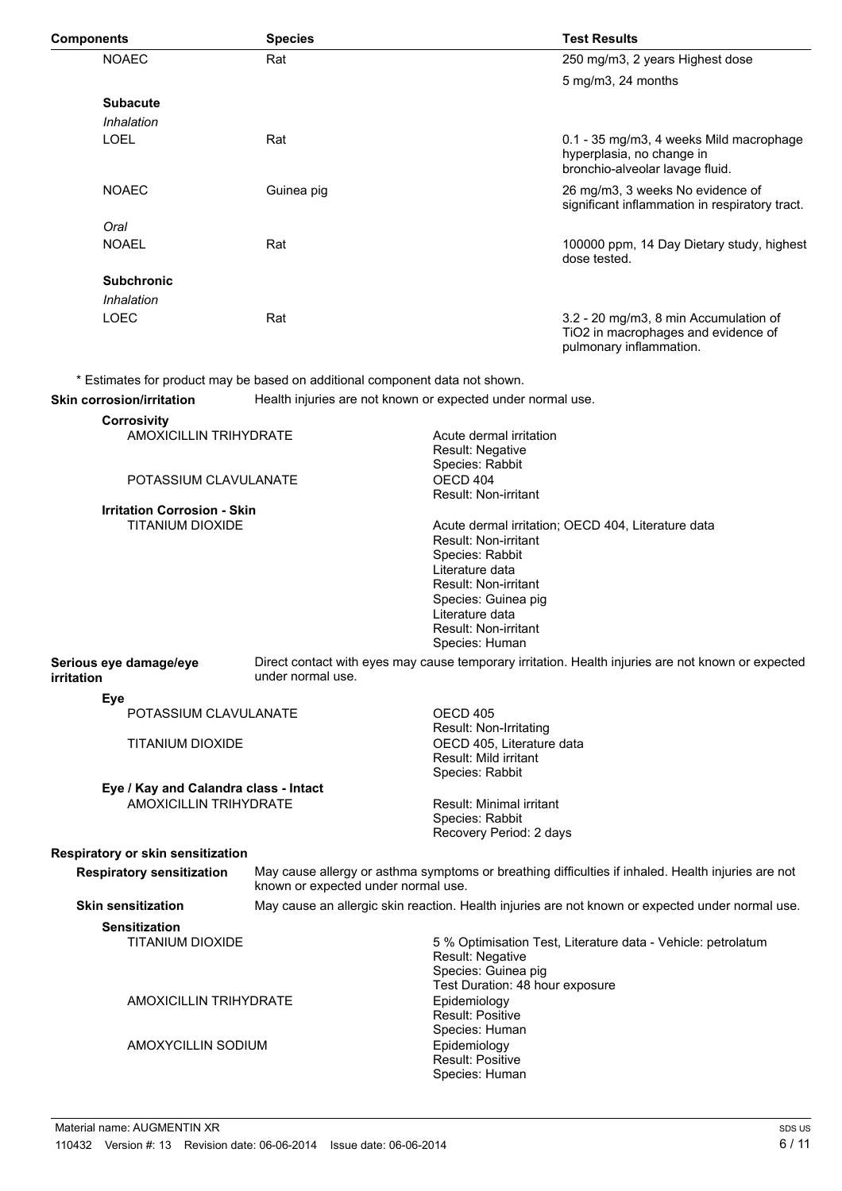| Components | Species | Test Results |
| --- | --- | --- |
| NOAEC | Rat | 250 mg/m3, 2 years Highest dose |
| | | 5 mg/m3, 24 months |
| **Subacute** | | |
| *Inhalation* | | |
| LOEL | Rat | 0.1 - 35 mg/m3, 4 weeks Mild macrophage hyperplasia, no change in bronchio-alveolar lavage fluid. |
| NOAEC | Guinea pig | 26 mg/m3, 3 weeks No evidence of significant inflammation in respiratory tract. |
| *Oral* | | |
| NOAEL | Rat | 100000 ppm, 14 Day Dietary study, highest dose tested. |
| **Subchronic** | | |
| *Inhalation* | | |
| LOEC | Rat | 3.2 - 20 mg/m3, 8 min Accumulation of $TiO_2$ in macrophages and evidence of pulmonary inflammation. |

\* Estimates for product may be based on additional component data not shown.

**Skin corrosion/irritation** Health injuries are not known or expected under normal use.

**Corrosivity**

AMOXICILLIN TRIHYDRATE
- Acute dermal irritation
- Result: Negative
- Species: Rabbit

POTASSIUM CLAVULANATE
- OECD 404
- Result: Non-irritant

**Irritation Corrosion - Skin**

TITANIUM DIOXIDE
- Acute dermal irritation; OECD 404, Literature data
- Result: Non-irritant
- Species: Rabbit
- Literature data
- Result: Non-irritant
- Species: Guinea pig
- Literature data
- Result: Non-irritant
- Species: Human

**Serious eye damage/eye irritation** Direct contact with eyes may cause temporary irritation. Health injuries are not known or expected under normal use.

**Eye**

POTASSIUM CLAVULANATE
- OECD 405
- Result: Non-Irritating

TITANIUM DIOXIDE
- OECD 405, Literature data
- Result: Mild irritant
- Species: Rabbit

**Eye / Kay and Calandra class - Intact**

AMOXICILLIN TRIHYDRATE
- Result: Minimal irritant
- Species: Rabbit
- Recovery Period: 2 days

**Respiratory or skin sensitization**

**Respiratory sensitization** May cause allergy or asthma symptoms or breathing difficulties if inhaled. Health injuries are not known or expected under normal use.

**Skin sensitization** May cause an allergic skin reaction. Health injuries are not known or expected under normal use.

**Sensitization**

TITANIUM DIOXIDE
- 5 % Optimisation Test, Literature data - Vehicle: petrolatum
- Result: Negative
- Species: Guinea pig
- Test Duration: 48 hour exposure

AMOXICILLIN TRIHYDRATE
- Epidemiology
- Result: Positive
- Species: Human

AMOXYCILLIN SODIUM
- Epidemiology
- Result: Positive
- Species: Human

Material name: AUGMENTIN XR

110432 Version #: 13 Revision date: 06-06-2014 Issue date: 06-06-2014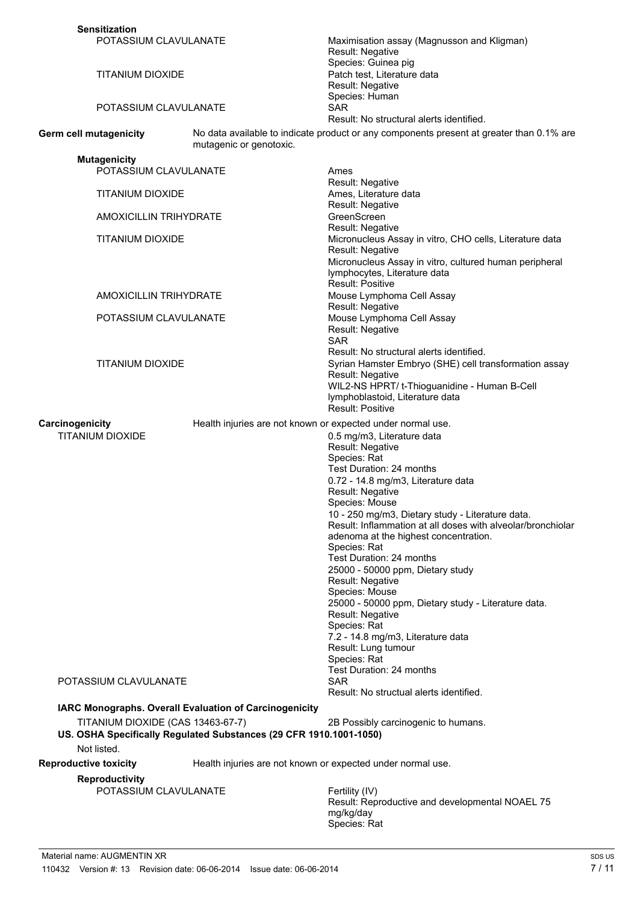**Sensitization**

| | |
|---|---|
| POTASSIUM CLAVULANATE | Maximisation assay (Magnusson and Kligman)<br>Result: Negative<br>Species: Guinea pig |
| TITANIUM DIOXIDE | Patch test, Literature data<br>Result: Negative<br>Species: Human |
| POTASSIUM CLAVULANATE | SAR<br>Result: No structural alerts identified. |

**Germ cell mutagenicity** No data available to indicate product or any components present at greater than 0.1% are mutagenic or genotoxic.

**Mutagenicity**

| | |
|---|---|
| POTASSIUM CLAVULANATE | Ames<br>Result: Negative |
| TITANIUM DIOXIDE | Ames, Literature data<br>Result: Negative |
| AMOXICILLIN TRIHYDRATE | GreenScreen<br>Result: Negative |
| TITANIUM DIOXIDE | Micronucleus Assay in vitro, CHO cells, Literature data<br>Result: Negative<br>Micronucleus Assay in vitro, cultured human peripheral lymphocytes, Literature data<br>Result: Positive |
| AMOXICILLIN TRIHYDRATE | Mouse Lymphoma Cell Assay<br>Result: Negative |
| POTASSIUM CLAVULANATE | Mouse Lymphoma Cell Assay<br>Result: Negative<br>SAR<br>Result: No structural alerts identified. |
| TITANIUM DIOXIDE | Syrian Hamster Embryo (SHE) cell transformation assay<br>Result: Negative<br>WIL2-NS HPRT/ t-Thioguanidine - Human B-Cell lymphoblastoid, Literature data<br>Result: Positive |

**Carcinogenicity** Health injuries are not known or expected under normal use.

| | |
|---|---|
| TITANIUM DIOXIDE | 0.5 mg/m3, Literature data<br>Result: Negative<br>Species: Rat<br>Test Duration: 24 months<br>0.72 - 14.8 mg/m3, Literature data<br>Result: Negative<br>Species: Mouse<br>10 - 250 mg/m3, Dietary study - Literature data.<br>Result: Inflammation at all doses with alveolar/bronchiolar adenoma at the highest concentration.<br>Species: Rat<br>Test Duration: 24 months<br>25000 - 50000 ppm, Dietary study<br>Result: Negative<br>Species: Mouse<br>25000 - 50000 ppm, Dietary study - Literature data.<br>Result: Negative<br>Species: Rat<br>7.2 - 14.8 mg/m3, Literature data<br>Result: Lung tumour<br>Species: Rat<br>Test Duration: 24 months |
| POTASSIUM CLAVULANATE | SAR<br>Result: No structual alerts identified. |

**IARC Monographs. Overall Evaluation of Carcinogenicity**

TITANIUM DIOXIDE (CAS 13463-67-7) 2B Possibly carcinogenic to humans.

**US. OSHA Specifically Regulated Substances (29 CFR 1910.1001-1050)**

Not listed.

**Reproductive toxicity** Health injuries are not known or expected under normal use.

**Reproductivity**

| | |
|---|---|
| POTASSIUM CLAVULANATE | Fertility (IV)<br>Result: Reproductive and developmental NOAEL 75 mg/kg/day<br>Species: Rat |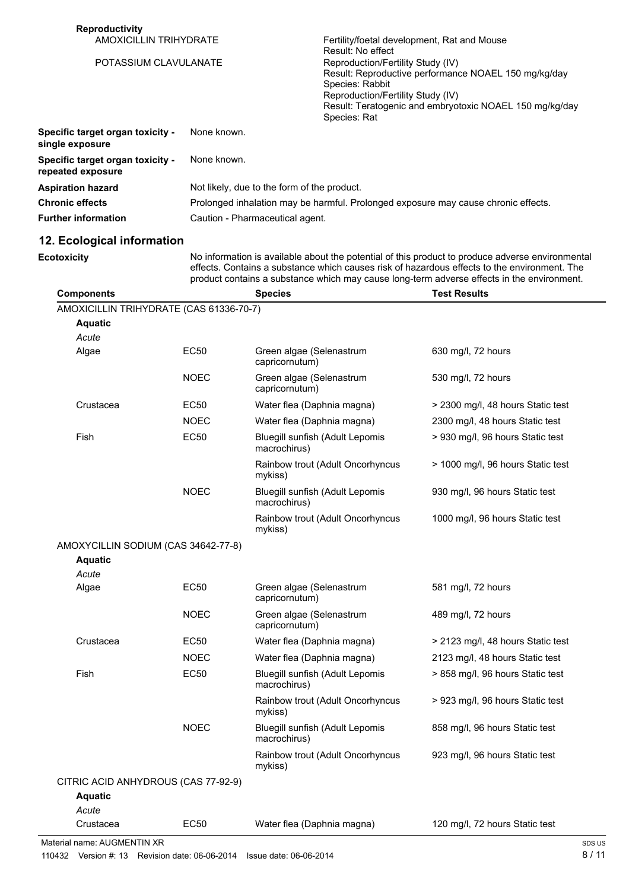**Reproductivity**

| | |
|---|---|
| AMOXICILLIN TRIHYDRATE | Fertility/foetal development, Rat and Mouse<br>Result: No effect |
| POTASSIUM CLAVULANATE | Reproduction/Fertility Study (IV)<br>Result: Reproductive performance NOAEL 150 mg/kg/day<br>Species: Rabbit<br>Reproduction/Fertility Study (IV)<br>Result: Teratogenic and embryotoxic NOAEL 150 mg/kg/day<br>Species: Rat |

| | |
|---|---|
| **Specific target organ toxicity - single exposure** | None known. |
| **Specific target organ toxicity - repeated exposure** | None known. |
| **Aspiration hazard** | Not likely, due to the form of the product. |
| **Chronic effects** | Prolonged inhalation may be harmful. Prolonged exposure may cause chronic effects. |
| **Further information** | Caution - Pharmaceutical agent. |

## 12. Ecological information

**Ecotoxicity**

No information is available about the potential of this product to produce adverse environmental effects. Contains a substance which causes risk of hazardous effects to the environment. The product contains a substance which may cause long-term adverse effects in the environment.

| Components | | Species | Test Results |
|---|---|---|---|
| AMOXICILLIN TRIHYDRATE (CAS 61336-70-7) | | | |
| **Aquatic** | | | |
| *Acute* | | | |
| Algae | EC50 | Green algae (Selenastrum capricornutum) | 630 mg/l, 72 hours |
| | NOEC | Green algae (Selenastrum capricornutum) | 530 mg/l, 72 hours |
| Crustacea | EC50 | Water flea (Daphnia magna) | > 2300 mg/l, 48 hours Static test |
| | NOEC | Water flea (Daphnia magna) | 2300 mg/l, 48 hours Static test |
| Fish | EC50 | Bluegill sunfish (Adult Lepomis macrochirus) | > 930 mg/l, 96 hours Static test |
| | | Rainbow trout (Adult Oncorhyncus mykiss) | > 1000 mg/l, 96 hours Static test |
| | NOEC | Bluegill sunfish (Adult Lepomis macrochirus) | 930 mg/l, 96 hours Static test |
| | | Rainbow trout (Adult Oncorhyncus mykiss) | 1000 mg/l, 96 hours Static test |
| AMOXYCILLIN SODIUM (CAS 34642-77-8) | | | |
| **Aquatic** | | | |
| *Acute* | | | |
| Algae | EC50 | Green algae (Selenastrum capricornutum) | 581 mg/l, 72 hours |
| | NOEC | Green algae (Selenastrum capricornutum) | 489 mg/l, 72 hours |
| Crustacea | EC50 | Water flea (Daphnia magna) | > 2123 mg/l, 48 hours Static test |
| | NOEC | Water flea (Daphnia magna) | 2123 mg/l, 48 hours Static test |
| Fish | EC50 | Bluegill sunfish (Adult Lepomis macrochirus) | > 858 mg/l, 96 hours Static test |
| | | Rainbow trout (Adult Oncorhyncus mykiss) | > 923 mg/l, 96 hours Static test |
| | NOEC | Bluegill sunfish (Adult Lepomis macrochirus) | 858 mg/l, 96 hours Static test |
| | | Rainbow trout (Adult Oncorhyncus mykiss) | 923 mg/l, 96 hours Static test |
| CITRIC ACID ANHYDROUS (CAS 77-92-9) | | | |
| **Aquatic** | | | |
| *Acute* | | | |
| Crustacea | EC50 | Water flea (Daphnia magna) | 120 mg/l, 72 hours Static test |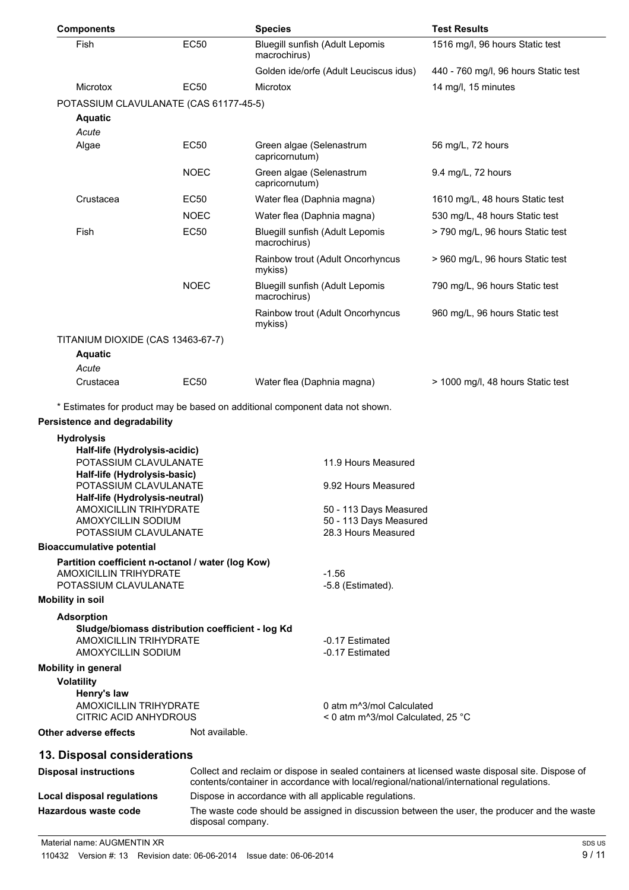| Components | | Species | Test Results |
|---|---|---|---|
| Fish | EC50 | Bluegill sunfish (Adult Lepomis macrochirus) | 1516 mg/l, 96 hours Static test |
| | | Golden ide/orfe (Adult Leuciscus idus) | 440 - 760 mg/l, 96 hours Static test |
| Microtox | EC50 | Microtox | 14 mg/l, 15 minutes |
| POTASSIUM CLAVULANATE (CAS 61177-45-5) | | | |
| **Aquatic** | | | |
| *Acute* | | | |
| Algae | EC50 | Green algae (Selenastrum capricornutum) | 56 mg/L, 72 hours |
| | NOEC | Green algae (Selenastrum capricornutum) | 9.4 mg/L, 72 hours |
| Crustacea | EC50 | Water flea (Daphnia magna) | 1610 mg/L, 48 hours Static test |
| | NOEC | Water flea (Daphnia magna) | 530 mg/L, 48 hours Static test |
| Fish | EC50 | Bluegill sunfish (Adult Lepomis macrochirus) | > 790 mg/L, 96 hours Static test |
| | | Rainbow trout (Adult Oncorhyncus mykiss) | > 960 mg/L, 96 hours Static test |
| | NOEC | Bluegill sunfish (Adult Lepomis macrochirus) | 790 mg/L, 96 hours Static test |
| | | Rainbow trout (Adult Oncorhyncus mykiss) | 960 mg/L, 96 hours Static test |
| TITANIUM DIOXIDE (CAS 13463-67-7) | | | |
| **Aquatic** | | | |
| *Acute* | | | |
| Crustacea | EC50 | Water flea (Daphnia magna) | > 1000 mg/l, 48 hours Static test |

* Estimates for product may be based on additional component data not shown.

**Persistence and degradability**

**Hydrolysis**

**Half-life (Hydrolysis-acidic)**

| | |
|---|---|
| POTASSIUM CLAVULANATE | 11.9 Hours Measured |

**Half-life (Hydrolysis-basic)**

| | |
|---|---|
| POTASSIUM CLAVULANATE | 9.92 Hours Measured |

**Half-life (Hydrolysis-neutral)**

| | |
|---|---|
| AMOXICILLIN TRIHYDRATE | 50 - 113 Days Measured |
| AMOXYCILLIN SODIUM | 50 - 113 Days Measured |
| POTASSIUM CLAVULANATE | 28.3 Hours Measured |

**Bioaccumulative potential**

**Partition coefficient n-octanol / water (log Kow)**

| | |
|---|---|
| AMOXICILLIN TRIHYDRATE | -1.56 |
| POTASSIUM CLAVULANATE | -5.8 (Estimated). |

**Mobility in soil**

**Adsorption**

**Sludge/biomass distribution coefficient - log Kd**

| | |
|---|---|
| AMOXICILLIN TRIHYDRATE | -0.17 Estimated |
| AMOXYCILLIN SODIUM | -0.17 Estimated |

**Mobility in general**

**Volatility**

**Henry's law**

| | |
|---|---|
| AMOXICILLIN TRIHYDRATE | 0 atm m^3/mol Calculated |
| CITRIC ACID ANHYDROUS | < 0 atm m^3/mol Calculated, 25 °C |

**Other adverse effects** Not available.

## 13. Disposal considerations

**Disposal instructions** Collect and reclaim or dispose in sealed containers at licensed waste disposal site. Dispose of contents/container in accordance with local/regional/national/international regulations.

**Local disposal regulations** Dispose in accordance with all applicable regulations.

**Hazardous waste code** The waste code should be assigned in discussion between the user, the producer and the waste disposal company.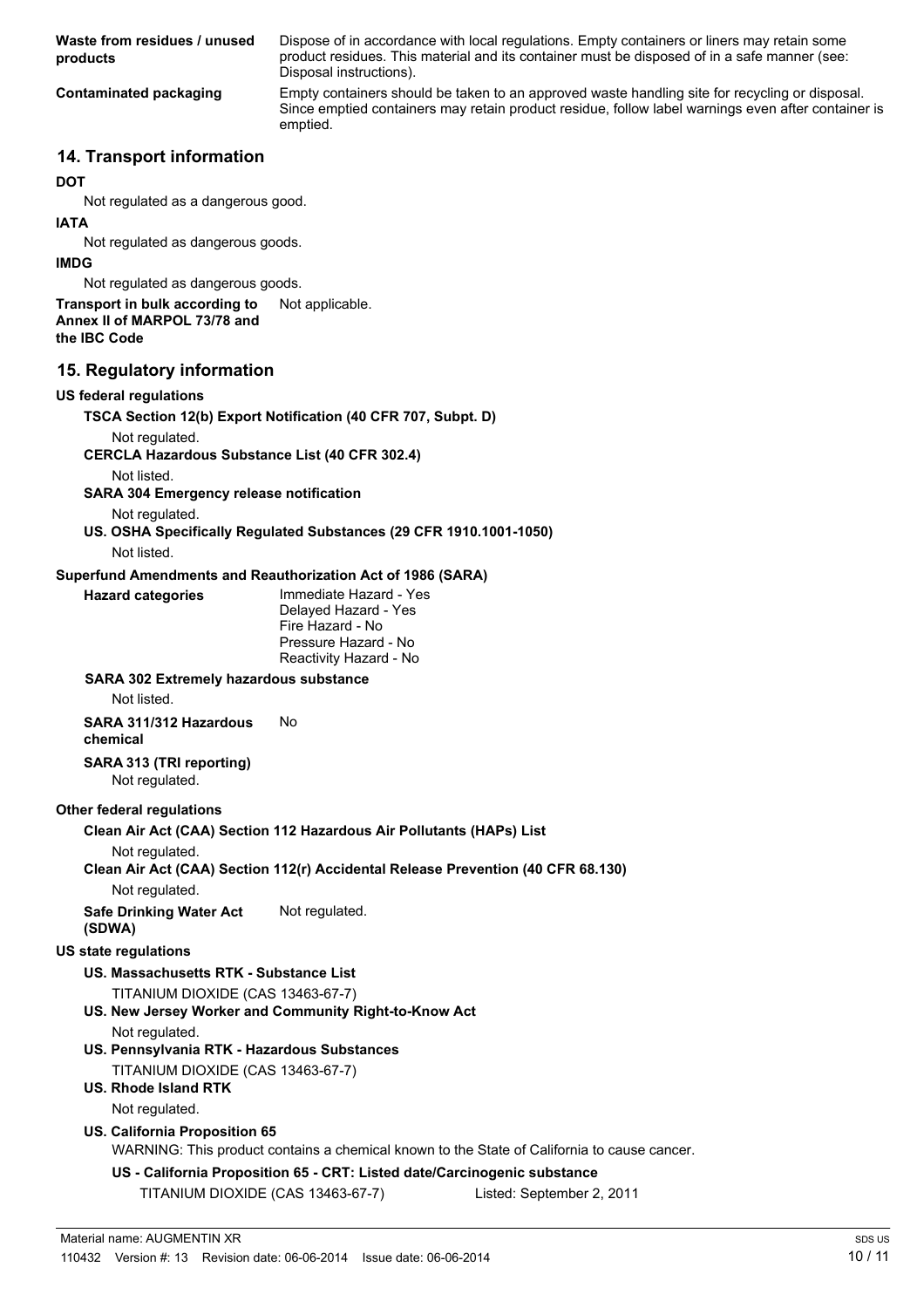**Waste from residues / unused products** Dispose of in accordance with local regulations. Empty containers or liners may retain some product residues. This material and its container must be disposed of in a safe manner (see: Disposal instructions).

**Contaminated packaging** Empty containers should be taken to an approved waste handling site for recycling or disposal. Since emptied containers may retain product residue, follow label warnings even after container is emptied.

## 14. Transport information

**DOT**

Not regulated as a dangerous good.

**IATA**

Not regulated as dangerous goods.

**IMDG**

Not regulated as dangerous goods.

**Transport in bulk according to Annex II of MARPOL 73/78 and the IBC Code** Not applicable.

## 15. Regulatory information

**US federal regulations**

**TSCA Section 12(b) Export Notification (40 CFR 707, Subpt. D)**

Not regulated.

**CERCLA Hazardous Substance List (40 CFR 302.4)**

Not listed.

**SARA 304 Emergency release notification**

Not regulated.

**US. OSHA Specifically Regulated Substances (29 CFR 1910.1001-1050)**

Not listed.

**Superfund Amendments and Reauthorization Act of 1986 (SARA)**

**Hazard categories**

Immediate Hazard - Yes
Delayed Hazard - Yes
Fire Hazard - No
Pressure Hazard - No
Reactivity Hazard - No

**SARA 302 Extremely hazardous substance**

Not listed.

**SARA 311/312 Hazardous chemical** No

**SARA 313 (TRI reporting)**

Not regulated.

**Other federal regulations**

**Clean Air Act (CAA) Section 112 Hazardous Air Pollutants (HAPs) List**

Not regulated.

**Clean Air Act (CAA) Section 112(r) Accidental Release Prevention (40 CFR 68.130)**

Not regulated.

**Safe Drinking Water Act (SDWA)** Not regulated.

**US state regulations**

**US. Massachusetts RTK - Substance List**

TITANIUM DIOXIDE (CAS 13463-67-7)

**US. New Jersey Worker and Community Right-to-Know Act**

Not regulated.

**US. Pennsylvania RTK - Hazardous Substances**

TITANIUM DIOXIDE (CAS 13463-67-7)

**US. Rhode Island RTK**

Not regulated.

**US. California Proposition 65**

WARNING: This product contains a chemical known to the State of California to cause cancer.

**US - California Proposition 65 - CRT: Listed date/Carcinogenic substance**

TITANIUM DIOXIDE (CAS 13463-67-7) Listed: September 2, 2011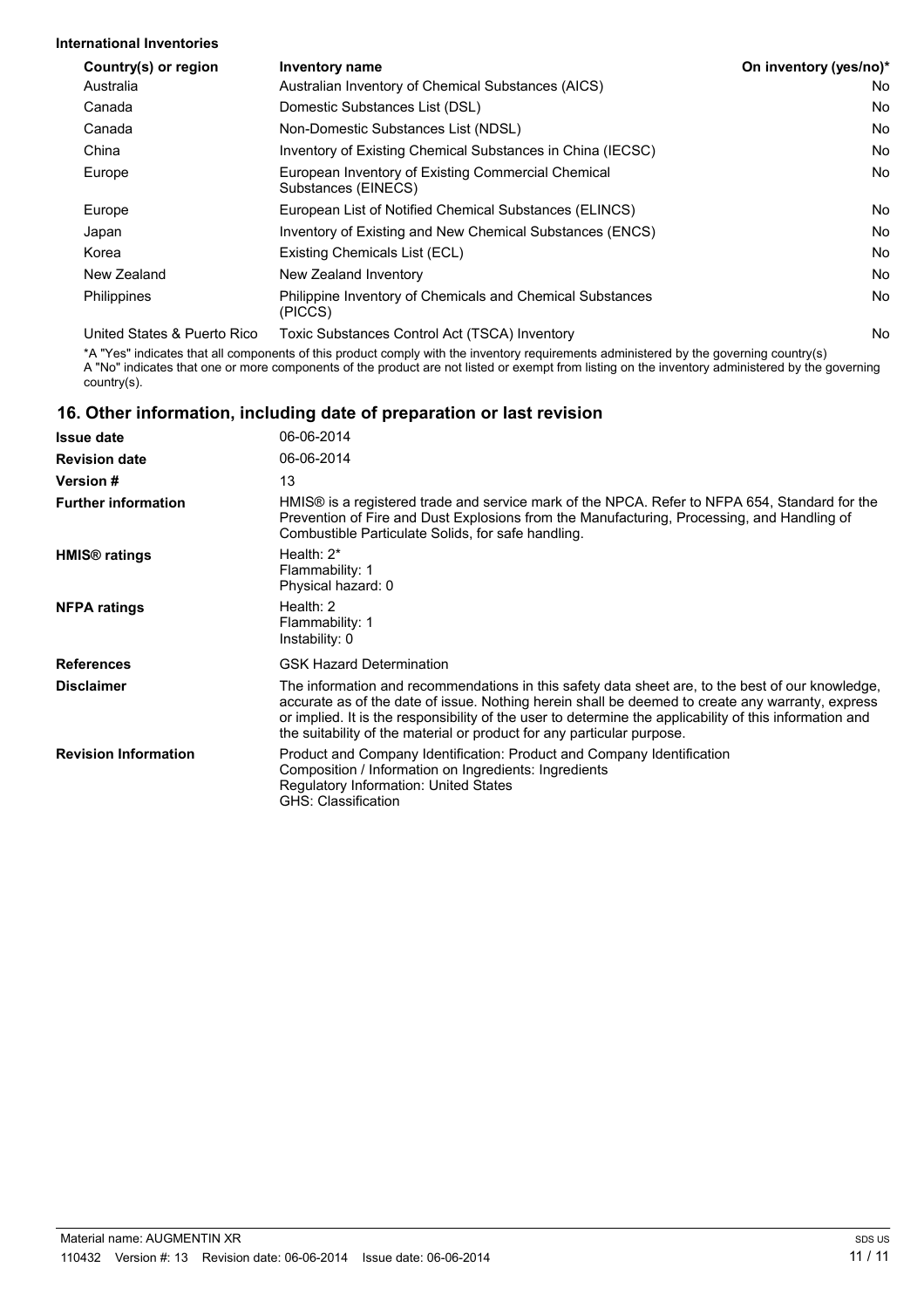**International Inventories**

| Country(s) or region | Inventory name | On inventory (yes/no)* |
| --- | --- | --- |
| Australia | Australian Inventory of Chemical Substances (AICS) | No |
| Canada | Domestic Substances List (DSL) | No |
| Canada | Non-Domestic Substances List (NDSL) | No |
| China | Inventory of Existing Chemical Substances in China (IECSC) | No |
| Europe | European Inventory of Existing Commercial Chemical Substances (EINECS) | No |
| Europe | European List of Notified Chemical Substances (ELINCS) | No |
| Japan | Inventory of Existing and New Chemical Substances (ENCS) | No |
| Korea | Existing Chemicals List (ECL) | No |
| New Zealand | New Zealand Inventory | No |
| Philippines | Philippine Inventory of Chemicals and Chemical Substances (PICCS) | No |
| United States & Puerto Rico | Toxic Substances Control Act (TSCA) Inventory | No |

*A "Yes" indicates that all components of this product comply with the inventory requirements administered by the governing country(s)
A "No" indicates that one or more components of the product are not listed or exempt from listing on the inventory administered by the governing country(s).

## 16. Other information, including date of preparation or last revision

| | |
| --- | --- |
| **Issue date** | 06-06-2014 |
| **Revision date** | 06-06-2014 |
| **Version #** | 13 |
| **Further information** | HMIS® is a registered trade and service mark of the NPCA. Refer to NFPA 654, Standard for the Prevention of Fire and Dust Explosions from the Manufacturing, Processing, and Handling of Combustible Particulate Solids, for safe handling. |
| **HMIS® ratings** | Health: 2*<br>Flammability: 1<br>Physical hazard: 0 |
| **NFPA ratings** | Health: 2<br>Flammability: 1<br>Instability: 0 |
| **References** | GSK Hazard Determination |
| **Disclaimer** | The information and recommendations in this safety data sheet are, to the best of our knowledge, accurate as of the date of issue. Nothing herein shall be deemed to create any warranty, express or implied. It is the responsibility of the user to determine the applicability of this information and the suitability of the material or product for any particular purpose. |
| **Revision Information** | Product and Company Identification: Product and Company Identification<br>Composition / Information on Ingredients: Ingredients<br>Regulatory Information: United States<br>GHS: Classification |

Material name: AUGMENTIN XR

110432 Version #: 13 Revision date: 06-06-2014 Issue date: 06-06-2014